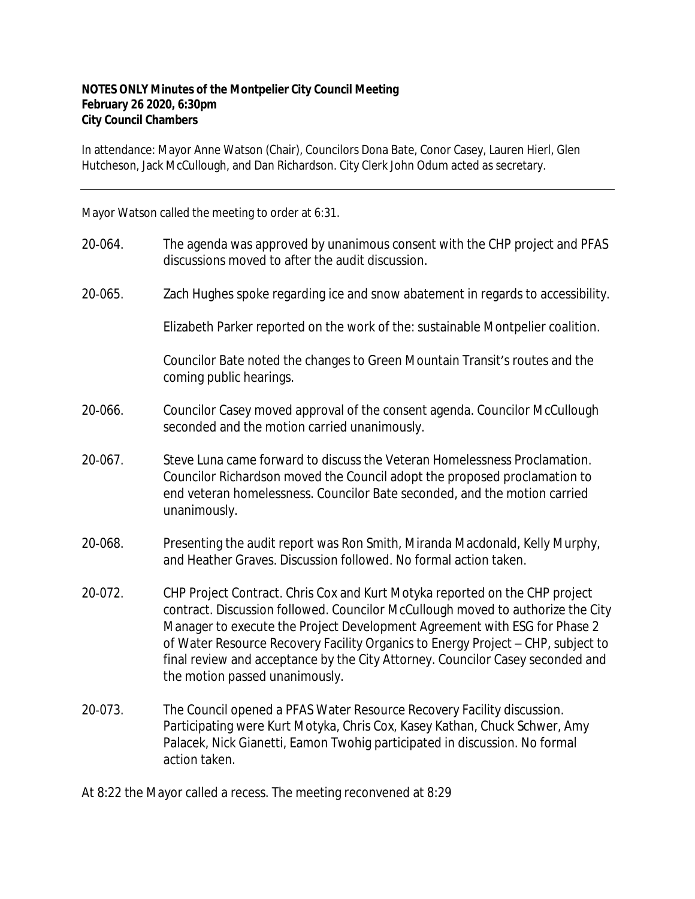**NOTES ONLY Minutes of the Montpelier City Council Meeting**
**February 26 2020, 6:30pm**
**City Council Chambers**

In attendance: Mayor Anne Watson (Chair), Councilors Dona Bate, Conor Casey, Lauren Hierl, Glen Hutcheson, Jack McCullough, and Dan Richardson. City Clerk John Odum acted as secretary.

---

Mayor Watson called the meeting to order at 6:31.

20-064. The agenda was approved by unanimous consent with the CHP project and PFAS discussions moved to after the audit discussion.

20-065. Zach Hughes spoke regarding ice and snow abatement in regards to accessibility.

Elizabeth Parker reported on the work of the: sustainable Montpelier coalition.

Councilor Bate noted the changes to Green Mountain Transit's routes and the coming public hearings.

20-066. Councilor Casey moved approval of the consent agenda. Councilor McCullough seconded and the motion carried unanimously.

20-067. Steve Luna came forward to discuss the Veteran Homelessness Proclamation. Councilor Richardson moved the Council adopt the proposed proclamation to end veteran homelessness. Councilor Bate seconded, and the motion carried unanimously.

20-068. Presenting the audit report was Ron Smith, Miranda Macdonald, Kelly Murphy, and Heather Graves. Discussion followed. No formal action taken.

20-072. CHP Project Contract. Chris Cox and Kurt Motyka reported on the CHP project contract. Discussion followed. Councilor McCullough moved to authorize the City Manager to execute the Project Development Agreement with ESG for Phase 2 of Water Resource Recovery Facility Organics to Energy Project – CHP, subject to final review and acceptance by the City Attorney. Councilor Casey seconded and the motion passed unanimously.

20-073. The Council opened a PFAS Water Resource Recovery Facility discussion. Participating were Kurt Motyka, Chris Cox, Kasey Kathan, Chuck Schwer, Amy Palacek, Nick Gianetti, Eamon Twohig participated in discussion. No formal action taken.

At 8:22 the Mayor called a recess. The meeting reconvened at 8:29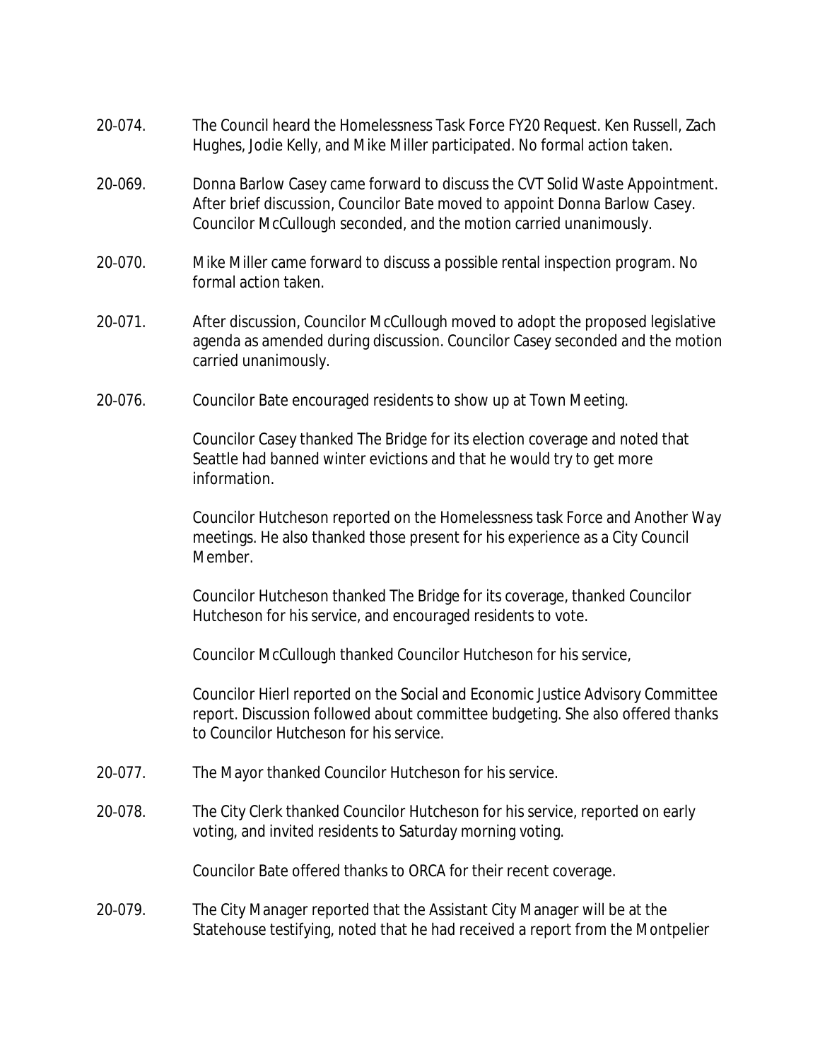20-074. The Council heard the Homelessness Task Force FY20 Request. Ken Russell, Zach Hughes, Jodie Kelly, and Mike Miller participated. No formal action taken.

20-069. Donna Barlow Casey came forward to discuss the CVT Solid Waste Appointment. After brief discussion, Councilor Bate moved to appoint Donna Barlow Casey. Councilor McCullough seconded, and the motion carried unanimously.

20-070. Mike Miller came forward to discuss a possible rental inspection program. No formal action taken.

20-071. After discussion, Councilor McCullough moved to adopt the proposed legislative agenda as amended during discussion. Councilor Casey seconded and the motion carried unanimously.

20-076. Councilor Bate encouraged residents to show up at Town Meeting.

Councilor Casey thanked The Bridge for its election coverage and noted that Seattle had banned winter evictions and that he would try to get more information.

Councilor Hutcheson reported on the Homelessness task Force and Another Way meetings. He also thanked those present for his experience as a City Council Member.

Councilor Hutcheson thanked The Bridge for its coverage, thanked Councilor Hutcheson for his service, and encouraged residents to vote.

Councilor McCullough thanked Councilor Hutcheson for his service,

Councilor Hierl reported on the Social and Economic Justice Advisory Committee report. Discussion followed about committee budgeting. She also offered thanks to Councilor Hutcheson for his service.

20-077. The Mayor thanked Councilor Hutcheson for his service.

20-078. The City Clerk thanked Councilor Hutcheson for his service, reported on early voting, and invited residents to Saturday morning voting.

Councilor Bate offered thanks to ORCA for their recent coverage.

20-079. The City Manager reported that the Assistant City Manager will be at the Statehouse testifying, noted that he had received a report from the Montpelier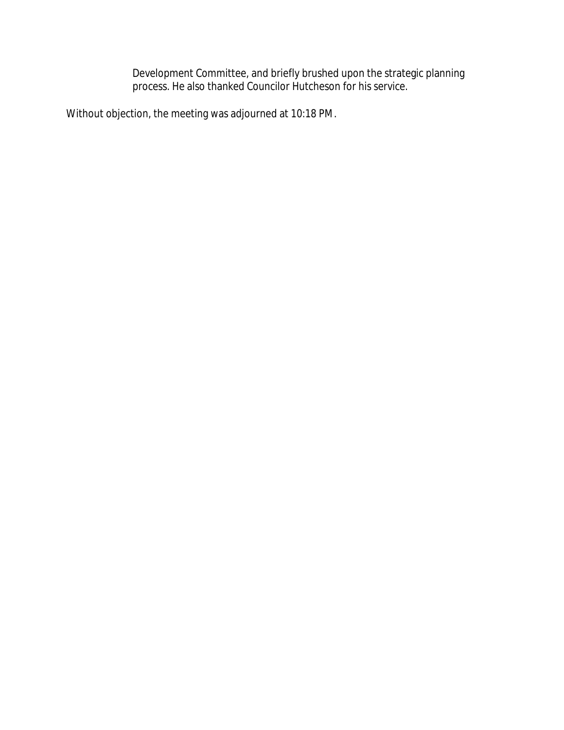Development Committee, and briefly brushed upon the strategic planning process. He also thanked Councilor Hutcheson for his service.

Without objection, the meeting was adjourned at 10:18 PM.